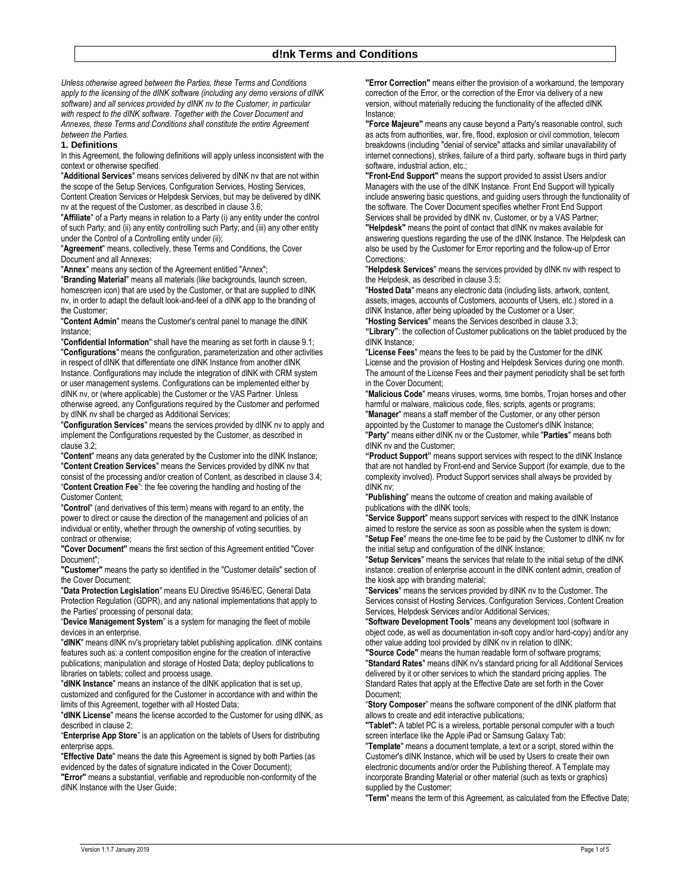# d!nk Terms and Conditions

*Unless otherwise agreed between the Parties, these Terms and Conditions apply to the licensing of the dINK software (including any demo versions of dINK software) and all services provided by dINK nv to the Customer, in particular with respect to the dINK software. Together with the Cover Document and Annexes, these Terms and Conditions shall constitute the entire Agreement between the Parties.*

## 1. Definitions

In this Agreement, the following definitions will apply unless inconsistent with the context or otherwise specified.

"**Additional Services**" means services delivered by dINK nv that are not within the scope of the Setup Services, Configuration Services, Hosting Services, Content Creation Services or Helpdesk Services, but may be delivered by dINK nv at the request of the Customer, as described in clause 3.6;

"**Affiliate**" of a Party means in relation to a Party (i) any entity under the control of such Party; and (ii) any entity controlling such Party; and (iii) any other entity under the Control of a Controlling entity under (ii);

"**Agreement**" means, collectively, these Terms and Conditions, the Cover Document and all Annexes;

"**Annex**" means any section of the Agreement entitled "Annex";

"**Branding Material**" means all materials (like backgrounds, launch screen, homescreen icon) that are used by the Customer, or that are supplied to dINK nv, in order to adapt the default look-and-feel of a dINK app to the branding of the Customer;

"**Content Admin**" means the Customer's central panel to manage the dINK Instance;

"**Confidential Information**" shall have the meaning as set forth in clause 9.1;

"**Configurations**" means the configuration, parameterization and other activities in respect of dINK that differentiate one dINK Instance from another dINK Instance. Configurations may include the integration of dINK with CRM system or user management systems. Configurations can be implemented either by dINK nv, or (where applicable) the Customer or the VAS Partner. Unless otherwise agreed, any Configurations required by the Customer and performed by dINK nv shall be charged as Additional Services;

"**Configuration Services**" means the services provided by dINK nv to apply and implement the Configurations requested by the Customer, as described in clause 3.2;

"**Content**" means any data generated by the Customer into the dINK Instance;

"**Content Creation Services**" means the Services provided by dINK nv that consist of the processing and/or creation of Content, as described in clause 3.4;

"**Content Creation Fee**": the fee covering the handling and hosting of the Customer Content;

"**Control**" (and derivatives of this term) means with regard to an entity, the power to direct or cause the direction of the management and policies of an individual or entity, whether through the ownership of voting securities, by contract or otherwise;

**"Cover Document"** means the first section of this Agreement entitled "Cover Document";

**"Customer"** means the party so identified in the "Customer details" section of the Cover Document;

"**Data Protection Legislation**" means EU Directive 95/46/EC, General Data Protection Regulation (GDPR), and any national implementations that apply to the Parties' processing of personal data;

"**Device Management System**" is a system for managing the fleet of mobile devices in an enterprise.

"**dINK**" means dINK nv's proprietary tablet publishing application. dINK contains features such as: a content composition engine for the creation of interactive publications; manipulation and storage of Hosted Data; deploy publications to libraries on tablets; collect and process usage.

"**dINK Instance**" means an instance of the dINK application that is set up, customized and configured for the Customer in accordance with and within the limits of this Agreement, together with all Hosted Data;

"**dINK License**" means the license accorded to the Customer for using dINK, as described in clause 2;

"**Enterprise App Store**" is an application on the tablets of Users for distributing enterprise apps.

"**Effective Date**" means the date this Agreement is signed by both Parties (as evidenced by the dates of signature indicated in the Cover Document);

**"Error"** means a substantial, verifiable and reproducible non-conformity of the dINK Instance with the User Guide;

**"Error Correction"** means either the provision of a workaround, the temporary correction of the Error, or the correction of the Error via delivery of a new version, without materially reducing the functionality of the affected dINK Instance;

**"Force Majeure"** means any cause beyond a Party's reasonable control, such as acts from authorities, war, fire, flood, explosion or civil commotion, telecom breakdowns (including "denial of service" attacks and similar unavailability of internet connections), strikes, failure of a third party, software bugs in third party software, industrial action, etc.;

**"Front-End Support"** means the support provided to assist Users and/or Managers with the use of the dINK Instance. Front End Support will typically include answering basic questions, and guiding users through the functionality of the software. The Cover Document specifies whether Front End Support Services shall be provided by dINK nv, Customer, or by a VAS Partner;

**"Helpdesk"** means the point of contact that dINK nv makes available for answering questions regarding the use of the dINK Instance. The Helpdesk can also be used by the Customer for Error reporting and the follow-up of Error Corrections;

"**Helpdesk Services**" means the services provided by dINK nv with respect to the Helpdesk, as described in clause 3.5;

"**Hosted Data**" means any electronic data (including lists, artwork, content, assets, images, accounts of Customers, accounts of Users, etc.) stored in a dINK Instance, after being uploaded by the Customer or a User;

"**Hosting Services**" means the Services described in clause 3.3;

**"Library"**: the collection of Customer publications on the tablet produced by the dINK Instance;

"**License Fees**" means the fees to be paid by the Customer for the dINK License and the provision of Hosting and Helpdesk Services during one month. The amount of the License Fees and their payment periodicity shall be set forth in the Cover Document;

"**Malicious Code**" means viruses, worms, time bombs, Trojan horses and other harmful or malware, malicious code, files, scripts, agents or programs;

"**Manager**" means a staff member of the Customer, or any other person appointed by the Customer to manage the Customer's dINK Instance;

"**Party**" means either dINK nv or the Customer, while "**Parties**" means both dINK nv and the Customer;

**"Product Support"** means support services with respect to the dINK Instance that are not handled by Front-end and Service Support (for example, due to the complexity involved). Product Support services shall always be provided by dINK nv;

"**Publishing**" means the outcome of creation and making available of publications with the dINK tools;

"**Service Support**" means support services with respect to the dINK Instance aimed to restore the service as soon as possible when the system is down;

"**Setup Fee**" means the one-time fee to be paid by the Customer to dINK nv for the initial setup and configuration of the dINK Instance;

"**Setup Services**" means the services that relate to the initial setup of the dINK instance: creation of enterprise account in the dINK content admin, creation of the kiosk app with branding material;

"**Services**" means the services provided by dINK nv to the Customer. The Services consist of Hosting Services, Configuration Services, Content Creation Services, Helpdesk Services and/or Additional Services;

"**Software Development Tools**" means any development tool (software in object code, as well as documentation in-soft copy and/or hard-copy) and/or any other value adding tool provided by dINK nv in relation to dINK;

**"Source Code"** means the human readable form of software programs;

"**Standard Rates**" means dINK nv's standard pricing for all Additional Services delivered by it or other services to which the standard pricing applies. The Standard Rates that apply at the Effective Date are set forth in the Cover Document;

"**Story Composer**" means the software component of the dINK platform that allows to create and edit interactive publications;

**"Tablet":** A tablet PC is a wireless, portable personal computer with a touch screen interface like the Apple iPad or Samsung Galaxy Tab;

"**Template**" means a document template, a text or a script, stored within the Customer's dINK Instance, which will be used by Users to create their own electronic documents and/or order the Publishing thereof. A Template may incorporate Branding Material or other material (such as texts or graphics) supplied by the Customer;

"**Term**" means the term of this Agreement, as calculated from the Effective Date;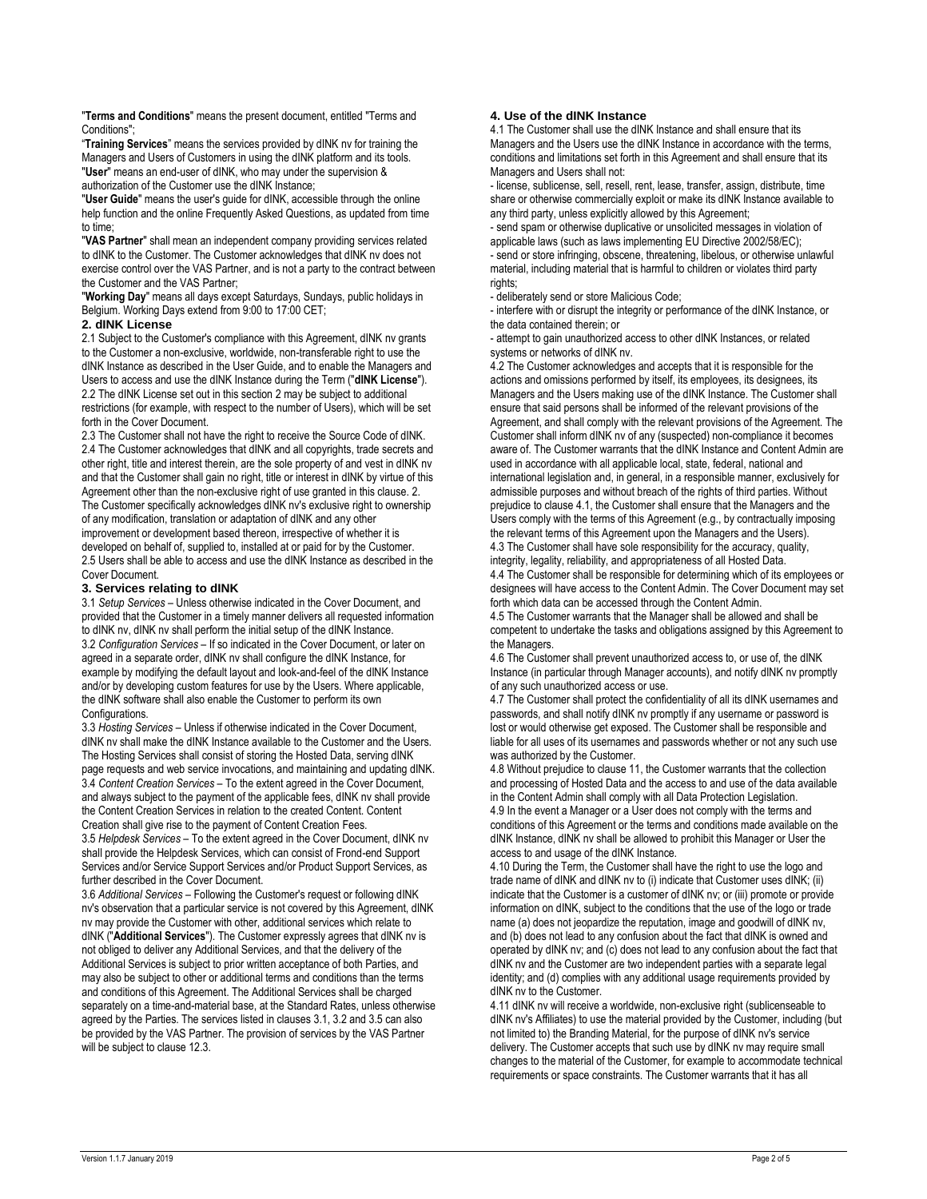"**Terms and Conditions**" means the present document, entitled "Terms and Conditions";

"**Training Services**" means the services provided by dINK nv for training the Managers and Users of Customers in using the dINK platform and its tools.

"**User**" means an end-user of dINK, who may under the supervision & authorization of the Customer use the dINK Instance;

"**User Guide**" means the user's guide for dINK, accessible through the online help function and the online Frequently Asked Questions, as updated from time to time;

"**VAS Partner**" shall mean an independent company providing services related to dINK to the Customer. The Customer acknowledges that dINK nv does not exercise control over the VAS Partner, and is not a party to the contract between the Customer and the VAS Partner;

"**Working Day**" means all days except Saturdays, Sundays, public holidays in Belgium. Working Days extend from 9:00 to 17:00 CET;

## 2. dINK License

2.1 Subject to the Customer's compliance with this Agreement, dINK nv grants to the Customer a non-exclusive, worldwide, non-transferable right to use the dINK Instance as described in the User Guide, and to enable the Managers and Users to access and use the dINK Instance during the Term ("**dINK License**").

2.2 The dINK License set out in this section 2 may be subject to additional restrictions (for example, with respect to the number of Users), which will be set forth in the Cover Document.

2.3 The Customer shall not have the right to receive the Source Code of dINK.

2.4 The Customer acknowledges that dINK and all copyrights, trade secrets and other right, title and interest therein, are the sole property of and vest in dINK nv and that the Customer shall gain no right, title or interest in dINK by virtue of this Agreement other than the non-exclusive right of use granted in this clause. 2. The Customer specifically acknowledges dINK nv's exclusive right to ownership of any modification, translation or adaptation of dINK and any other improvement or development based thereon, irrespective of whether it is developed on behalf of, supplied to, installed at or paid for by the Customer.

2.5 Users shall be able to access and use the dINK Instance as described in the Cover Document.

## 3. Services relating to dINK

3.1 *Setup Services* – Unless otherwise indicated in the Cover Document, and provided that the Customer in a timely manner delivers all requested information to dINK nv, dINK nv shall perform the initial setup of the dINK Instance.

3.2 *Configuration Services* – If so indicated in the Cover Document, or later on agreed in a separate order, dINK nv shall configure the dINK Instance, for example by modifying the default layout and look-and-feel of the dINK Instance and/or by developing custom features for use by the Users. Where applicable, the dINK software shall also enable the Customer to perform its own Configurations.

3.3 *Hosting Services* – Unless if otherwise indicated in the Cover Document, dINK nv shall make the dINK Instance available to the Customer and the Users. The Hosting Services shall consist of storing the Hosted Data, serving dINK page requests and web service invocations, and maintaining and updating dINK.

3.4 *Content Creation Services* – To the extent agreed in the Cover Document, and always subject to the payment of the applicable fees, dINK nv shall provide the Content Creation Services in relation to the created Content. Content Creation shall give rise to the payment of Content Creation Fees.

3.5 *Helpdesk Services* – To the extent agreed in the Cover Document, dINK nv shall provide the Helpdesk Services, which can consist of Frond-end Support Services and/or Service Support Services and/or Product Support Services, as further described in the Cover Document.

3.6 *Additional Services* – Following the Customer's request or following dINK nv's observation that a particular service is not covered by this Agreement, dINK nv may provide the Customer with other, additional services which relate to dINK ("**Additional Services**"). The Customer expressly agrees that dINK nv is not obliged to deliver any Additional Services, and that the delivery of the Additional Services is subject to prior written acceptance of both Parties, and may also be subject to other or additional terms and conditions than the terms and conditions of this Agreement. The Additional Services shall be charged separately on a time-and-material base, at the Standard Rates, unless otherwise agreed by the Parties. The services listed in clauses 3.1, 3.2 and 3.5 can also be provided by the VAS Partner. The provision of services by the VAS Partner will be subject to clause 12.3.

## 4. Use of the dINK Instance

4.1 The Customer shall use the dINK Instance and shall ensure that its Managers and the Users use the dINK Instance in accordance with the terms, conditions and limitations set forth in this Agreement and shall ensure that its Managers and Users shall not:

- license, sublicense, sell, resell, rent, lease, transfer, assign, distribute, time share or otherwise commercially exploit or make its dINK Instance available to any third party, unless explicitly allowed by this Agreement;
- send spam or otherwise duplicative or unsolicited messages in violation of applicable laws (such as laws implementing EU Directive 2002/58/EC);
- send or store infringing, obscene, threatening, libelous, or otherwise unlawful material, including material that is harmful to children or violates third party rights;
- deliberately send or store Malicious Code;
- interfere with or disrupt the integrity or performance of the dINK Instance, or the data contained therein; or
- attempt to gain unauthorized access to other dINK Instances, or related systems or networks of dINK nv.

4.2 The Customer acknowledges and accepts that it is responsible for the actions and omissions performed by itself, its employees, its designees, its Managers and the Users making use of the dINK Instance. The Customer shall ensure that said persons shall be informed of the relevant provisions of the Agreement, and shall comply with the relevant provisions of the Agreement. The Customer shall inform dINK nv of any (suspected) non-compliance it becomes aware of. The Customer warrants that the dINK Instance and Content Admin are used in accordance with all applicable local, state, federal, national and international legislation and, in general, in a responsible manner, exclusively for admissible purposes and without breach of the rights of third parties. Without prejudice to clause 4.1, the Customer shall ensure that the Managers and the Users comply with the terms of this Agreement (e.g., by contractually imposing the relevant terms of this Agreement upon the Managers and the Users).

4.3 The Customer shall have sole responsibility for the accuracy, quality, integrity, legality, reliability, and appropriateness of all Hosted Data.

4.4 The Customer shall be responsible for determining which of its employees or designees will have access to the Content Admin. The Cover Document may set forth which data can be accessed through the Content Admin.

4.5 The Customer warrants that the Manager shall be allowed and shall be competent to undertake the tasks and obligations assigned by this Agreement to the Managers.

4.6 The Customer shall prevent unauthorized access to, or use of, the dINK Instance (in particular through Manager accounts), and notify dINK nv promptly of any such unauthorized access or use.

4.7 The Customer shall protect the confidentiality of all its dINK usernames and passwords, and shall notify dINK nv promptly if any username or password is lost or would otherwise get exposed. The Customer shall be responsible and liable for all uses of its usernames and passwords whether or not any such use was authorized by the Customer.

4.8 Without prejudice to clause 11, the Customer warrants that the collection and processing of Hosted Data and the access to and use of the data available in the Content Admin shall comply with all Data Protection Legislation.

4.9 In the event a Manager or a User does not comply with the terms and conditions of this Agreement or the terms and conditions made available on the dINK Instance, dINK nv shall be allowed to prohibit this Manager or User the access to and usage of the dINK Instance.

4.10 During the Term, the Customer shall have the right to use the logo and trade name of dINK and dINK nv to (i) indicate that Customer uses dINK; (ii) indicate that the Customer is a customer of dINK nv; or (iii) promote or provide information on dINK, subject to the conditions that the use of the logo or trade name (a) does not jeopardize the reputation, image and goodwill of dINK nv, and (b) does not lead to any confusion about the fact that dINK is owned and operated by dINK nv; and (c) does not lead to any confusion about the fact that dINK nv and the Customer are two independent parties with a separate legal identity; and (d) complies with any additional usage requirements provided by dINK nv to the Customer.

4.11 dINK nv will receive a worldwide, non-exclusive right (sublicenseable to dINK nv's Affiliates) to use the material provided by the Customer, including (but not limited to) the Branding Material, for the purpose of dINK nv's service delivery. The Customer accepts that such use by dINK nv may require small changes to the material of the Customer, for example to accommodate technical requirements or space constraints. The Customer warrants that it has all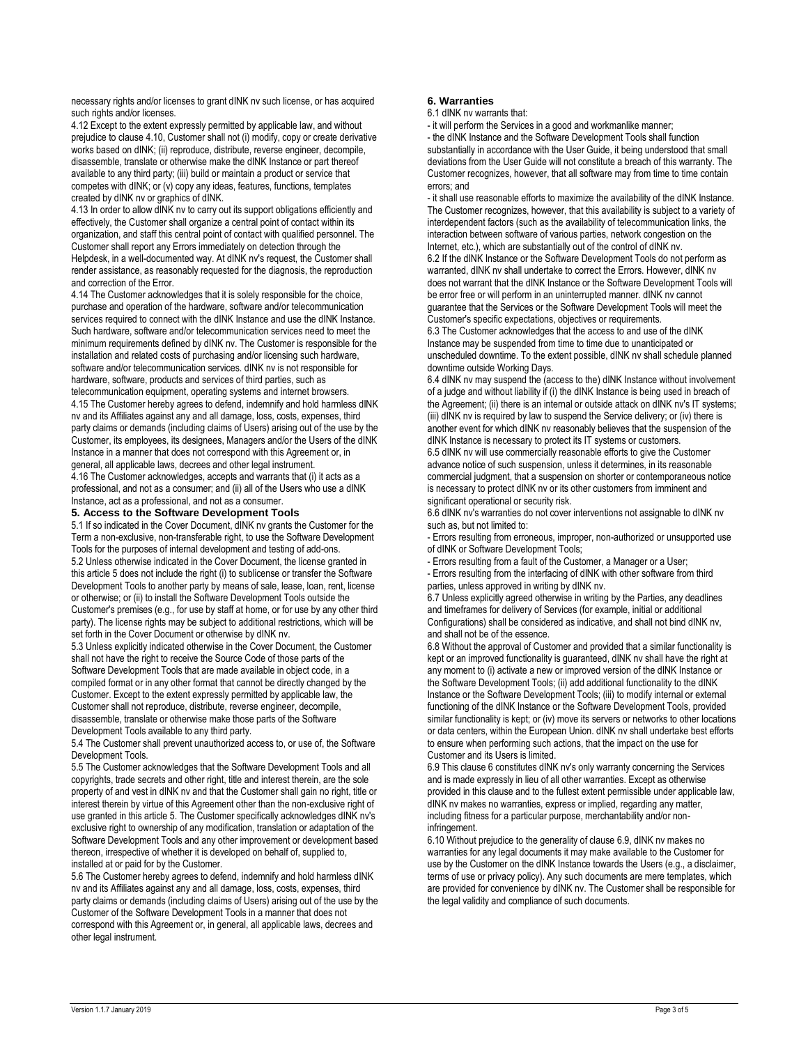necessary rights and/or licenses to grant dINK nv such license, or has acquired such rights and/or licenses.

4.12 Except to the extent expressly permitted by applicable law, and without prejudice to clause 4.10, Customer shall not (i) modify, copy or create derivative works based on dINK; (ii) reproduce, distribute, reverse engineer, decompile, disassemble, translate or otherwise make the dINK Instance or part thereof available to any third party; (iii) build or maintain a product or service that competes with dINK; or (v) copy any ideas, features, functions, templates created by dINK nv or graphics of dINK.

4.13 In order to allow dINK nv to carry out its support obligations efficiently and effectively, the Customer shall organize a central point of contact within its organization, and staff this central point of contact with qualified personnel. The Customer shall report any Errors immediately on detection through the Helpdesk, in a well-documented way. At dINK nv's request, the Customer shall render assistance, as reasonably requested for the diagnosis, the reproduction and correction of the Error.

4.14 The Customer acknowledges that it is solely responsible for the choice, purchase and operation of the hardware, software and/or telecommunication services required to connect with the dINK Instance and use the dINK Instance. Such hardware, software and/or telecommunication services need to meet the minimum requirements defined by dINK nv. The Customer is responsible for the installation and related costs of purchasing and/or licensing such hardware, software and/or telecommunication services. dINK nv is not responsible for hardware, software, products and services of third parties, such as telecommunication equipment, operating systems and internet browsers.

4.15 The Customer hereby agrees to defend, indemnify and hold harmless dINK nv and its Affiliates against any and all damage, loss, costs, expenses, third party claims or demands (including claims of Users) arising out of the use by the Customer, its employees, its designees, Managers and/or the Users of the dINK Instance in a manner that does not correspond with this Agreement or, in general, all applicable laws, decrees and other legal instrument.

4.16 The Customer acknowledges, accepts and warrants that (i) it acts as a professional, and not as a consumer; and (ii) all of the Users who use a dINK Instance, act as a professional, and not as a consumer.

## 5. Access to the Software Development Tools

5.1 If so indicated in the Cover Document, dINK nv grants the Customer for the Term a non-exclusive, non-transferable right, to use the Software Development Tools for the purposes of internal development and testing of add-ons.

5.2 Unless otherwise indicated in the Cover Document, the license granted in this article 5 does not include the right (i) to sublicense or transfer the Software Development Tools to another party by means of sale, lease, loan, rent, license or otherwise; or (ii) to install the Software Development Tools outside the Customer's premises (e.g., for use by staff at home, or for use by any other third party). The license rights may be subject to additional restrictions, which will be set forth in the Cover Document or otherwise by dINK nv.

5.3 Unless explicitly indicated otherwise in the Cover Document, the Customer shall not have the right to receive the Source Code of those parts of the Software Development Tools that are made available in object code, in a compiled format or in any other format that cannot be directly changed by the Customer. Except to the extent expressly permitted by applicable law, the Customer shall not reproduce, distribute, reverse engineer, decompile, disassemble, translate or otherwise make those parts of the Software Development Tools available to any third party.

5.4 The Customer shall prevent unauthorized access to, or use of, the Software Development Tools.

5.5 The Customer acknowledges that the Software Development Tools and all copyrights, trade secrets and other right, title and interest therein, are the sole property of and vest in dINK nv and that the Customer shall gain no right, title or interest therein by virtue of this Agreement other than the non-exclusive right of use granted in this article 5. The Customer specifically acknowledges dINK nv's exclusive right to ownership of any modification, translation or adaptation of the Software Development Tools and any other improvement or development based thereon, irrespective of whether it is developed on behalf of, supplied to, installed at or paid for by the Customer.

5.6 The Customer hereby agrees to defend, indemnify and hold harmless dINK nv and its Affiliates against any and all damage, loss, costs, expenses, third party claims or demands (including claims of Users) arising out of the use by the Customer of the Software Development Tools in a manner that does not correspond with this Agreement or, in general, all applicable laws, decrees and other legal instrument.

## 6. Warranties

6.1 dINK nv warrants that:

- it will perform the Services in a good and workmanlike manner;
- the dINK Instance and the Software Development Tools shall function substantially in accordance with the User Guide, it being understood that small deviations from the User Guide will not constitute a breach of this warranty. The Customer recognizes, however, that all software may from time to time contain errors; and
- it shall use reasonable efforts to maximize the availability of the dINK Instance. The Customer recognizes, however, that this availability is subject to a variety of interdependent factors (such as the availability of telecommunication links, the interaction between software of various parties, network congestion on the Internet, etc.), which are substantially out of the control of dINK nv.

6.2 If the dINK Instance or the Software Development Tools do not perform as warranted, dINK nv shall undertake to correct the Errors. However, dINK nv does not warrant that the dINK Instance or the Software Development Tools will be error free or will perform in an uninterrupted manner. dINK nv cannot guarantee that the Services or the Software Development Tools will meet the Customer's specific expectations, objectives or requirements.

6.3 The Customer acknowledges that the access to and use of the dINK Instance may be suspended from time to time due to unanticipated or unscheduled downtime. To the extent possible, dINK nv shall schedule planned downtime outside Working Days.

6.4 dINK nv may suspend the (access to the) dINK Instance without involvement of a judge and without liability if (i) the dINK Instance is being used in breach of the Agreement; (ii) there is an internal or outside attack on dINK nv's IT systems; (iii) dINK nv is required by law to suspend the Service delivery; or (iv) there is another event for which dINK nv reasonably believes that the suspension of the dINK Instance is necessary to protect its IT systems or customers.

6.5 dINK nv will use commercially reasonable efforts to give the Customer advance notice of such suspension, unless it determines, in its reasonable commercial judgment, that a suspension on shorter or contemporaneous notice is necessary to protect dINK nv or its other customers from imminent and significant operational or security risk.

6.6 dINK nv's warranties do not cover interventions not assignable to dINK nv such as, but not limited to:

- Errors resulting from erroneous, improper, non-authorized or unsupported use of dINK or Software Development Tools;
- Errors resulting from a fault of the Customer, a Manager or a User;
- Errors resulting from the interfacing of dINK with other software from third parties, unless approved in writing by dINK nv.

6.7 Unless explicitly agreed otherwise in writing by the Parties, any deadlines and timeframes for delivery of Services (for example, initial or additional Configurations) shall be considered as indicative, and shall not bind dINK nv, and shall not be of the essence.

6.8 Without the approval of Customer and provided that a similar functionality is kept or an improved functionality is guaranteed, dINK nv shall have the right at any moment to (i) activate a new or improved version of the dINK Instance or the Software Development Tools; (ii) add additional functionality to the dINK Instance or the Software Development Tools; (iii) to modify internal or external functioning of the dINK Instance or the Software Development Tools, provided similar functionality is kept; or (iv) move its servers or networks to other locations or data centers, within the European Union. dINK nv shall undertake best efforts to ensure when performing such actions, that the impact on the use for Customer and its Users is limited.

6.9 This clause 6 constitutes dINK nv's only warranty concerning the Services and is made expressly in lieu of all other warranties. Except as otherwise provided in this clause and to the fullest extent permissible under applicable law, dINK nv makes no warranties, express or implied, regarding any matter, including fitness for a particular purpose, merchantability and/or non-infringement.

6.10 Without prejudice to the generality of clause 6.9, dINK nv makes no warranties for any legal documents it may make available to the Customer for use by the Customer on the dINK Instance towards the Users (e.g., a disclaimer, terms of use or privacy policy). Any such documents are mere templates, which are provided for convenience by dINK nv. The Customer shall be responsible for the legal validity and compliance of such documents.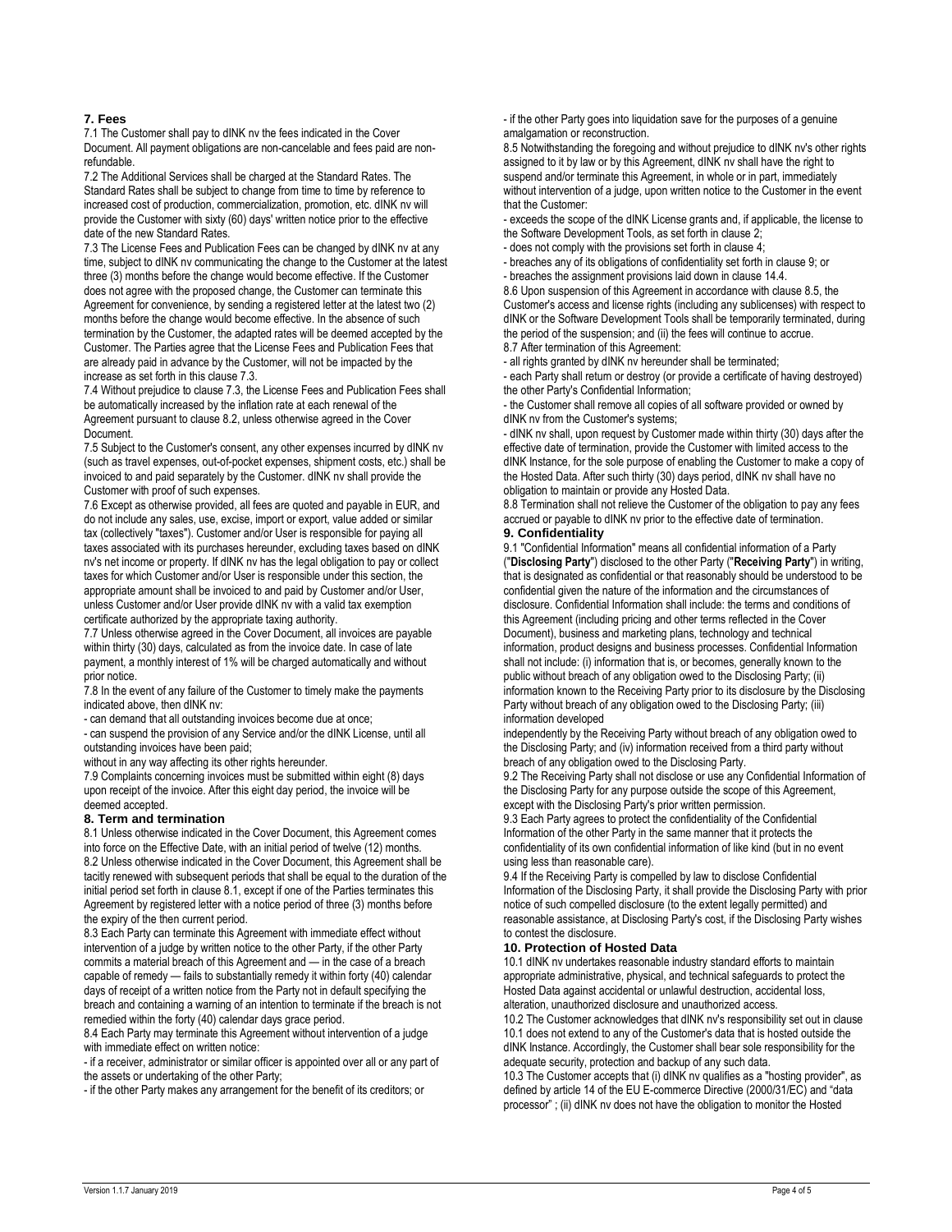## 7. Fees

7.1 The Customer shall pay to dINK nv the fees indicated in the Cover Document. All payment obligations are non-cancelable and fees paid are non-refundable.

7.2 The Additional Services shall be charged at the Standard Rates. The Standard Rates shall be subject to change from time to time by reference to increased cost of production, commercialization, promotion, etc. dINK nv will provide the Customer with sixty (60) days' written notice prior to the effective date of the new Standard Rates.

7.3 The License Fees and Publication Fees can be changed by dINK nv at any time, subject to dINK nv communicating the change to the Customer at the latest three (3) months before the change would become effective. If the Customer does not agree with the proposed change, the Customer can terminate this Agreement for convenience, by sending a registered letter at the latest two (2) months before the change would become effective. In the absence of such termination by the Customer, the adapted rates will be deemed accepted by the Customer. The Parties agree that the License Fees and Publication Fees that are already paid in advance by the Customer, will not be impacted by the increase as set forth in this clause 7.3.

7.4 Without prejudice to clause 7.3, the License Fees and Publication Fees shall be automatically increased by the inflation rate at each renewal of the Agreement pursuant to clause 8.2, unless otherwise agreed in the Cover Document.

7.5 Subject to the Customer's consent, any other expenses incurred by dINK nv (such as travel expenses, out-of-pocket expenses, shipment costs, etc.) shall be invoiced to and paid separately by the Customer. dINK nv shall provide the Customer with proof of such expenses.

7.6 Except as otherwise provided, all fees are quoted and payable in EUR, and do not include any sales, use, excise, import or export, value added or similar tax (collectively "taxes"). Customer and/or User is responsible for paying all taxes associated with its purchases hereunder, excluding taxes based on dINK nv's net income or property. If dINK nv has the legal obligation to pay or collect taxes for which Customer and/or User is responsible under this section, the appropriate amount shall be invoiced to and paid by Customer and/or User, unless Customer and/or User provide dINK nv with a valid tax exemption certificate authorized by the appropriate taxing authority.

7.7 Unless otherwise agreed in the Cover Document, all invoices are payable within thirty (30) days, calculated as from the invoice date. In case of late payment, a monthly interest of 1% will be charged automatically and without prior notice.

7.8 In the event of any failure of the Customer to timely make the payments indicated above, then dINK nv:

- can demand that all outstanding invoices become due at once;
- can suspend the provision of any Service and/or the dINK License, until all outstanding invoices have been paid;

without in any way affecting its other rights hereunder.

7.9 Complaints concerning invoices must be submitted within eight (8) days upon receipt of the invoice. After this eight day period, the invoice will be deemed accepted.

## 8. Term and termination

8.1 Unless otherwise indicated in the Cover Document, this Agreement comes into force on the Effective Date, with an initial period of twelve (12) months.

8.2 Unless otherwise indicated in the Cover Document, this Agreement shall be tacitly renewed with subsequent periods that shall be equal to the duration of the initial period set forth in clause 8.1, except if one of the Parties terminates this Agreement by registered letter with a notice period of three (3) months before the expiry of the then current period.

8.3 Each Party can terminate this Agreement with immediate effect without intervention of a judge by written notice to the other Party, if the other Party commits a material breach of this Agreement and — in the case of a breach capable of remedy — fails to substantially remedy it within forty (40) calendar days of receipt of a written notice from the Party not in default specifying the breach and containing a warning of an intention to terminate if the breach is not remedied within the forty (40) calendar days grace period.

8.4 Each Party may terminate this Agreement without intervention of a judge with immediate effect on written notice:

- if a receiver, administrator or similar officer is appointed over all or any part of the assets or undertaking of the other Party;
- if the other Party makes any arrangement for the benefit of its creditors; or
- if the other Party goes into liquidation save for the purposes of a genuine amalgamation or reconstruction.

8.5 Notwithstanding the foregoing and without prejudice to dINK nv's other rights assigned to it by law or by this Agreement, dINK nv shall have the right to suspend and/or terminate this Agreement, in whole or in part, immediately without intervention of a judge, upon written notice to the Customer in the event that the Customer:

- exceeds the scope of the dINK License grants and, if applicable, the license to the Software Development Tools, as set forth in clause 2;
- does not comply with the provisions set forth in clause 4;
- breaches any of its obligations of confidentiality set forth in clause 9; or
- breaches the assignment provisions laid down in clause 14.4.

8.6 Upon suspension of this Agreement in accordance with clause 8.5, the Customer's access and license rights (including any sublicenses) with respect to dINK or the Software Development Tools shall be temporarily terminated, during the period of the suspension; and (ii) the fees will continue to accrue.

8.7 After termination of this Agreement:

- all rights granted by dINK nv hereunder shall be terminated;
- each Party shall return or destroy (or provide a certificate of having destroyed) the other Party's Confidential Information;
- the Customer shall remove all copies of all software provided or owned by dINK nv from the Customer's systems;
- dINK nv shall, upon request by Customer made within thirty (30) days after the effective date of termination, provide the Customer with limited access to the dINK Instance, for the sole purpose of enabling the Customer to make a copy of the Hosted Data. After such thirty (30) days period, dINK nv shall have no obligation to maintain or provide any Hosted Data.

8.8 Termination shall not relieve the Customer of the obligation to pay any fees accrued or payable to dINK nv prior to the effective date of termination.

## 9. Confidentiality

9.1 "Confidential Information" means all confidential information of a Party ("**Disclosing Party**") disclosed to the other Party ("**Receiving Party**") in writing, that is designated as confidential or that reasonably should be understood to be confidential given the nature of the information and the circumstances of disclosure. Confidential Information shall include: the terms and conditions of this Agreement (including pricing and other terms reflected in the Cover Document), business and marketing plans, technology and technical information, product designs and business processes. Confidential Information shall not include: (i) information that is, or becomes, generally known to the public without breach of any obligation owed to the Disclosing Party; (ii) information known to the Receiving Party prior to its disclosure by the Disclosing Party without breach of any obligation owed to the Disclosing Party; (iii) information developed independently by the Receiving Party without breach of any obligation owed to the Disclosing Party; and (iv) information received from a third party without breach of any obligation owed to the Disclosing Party.

9.2 The Receiving Party shall not disclose or use any Confidential Information of the Disclosing Party for any purpose outside the scope of this Agreement, except with the Disclosing Party's prior written permission.

9.3 Each Party agrees to protect the confidentiality of the Confidential Information of the other Party in the same manner that it protects the confidentiality of its own confidential information of like kind (but in no event using less than reasonable care).

9.4 If the Receiving Party is compelled by law to disclose Confidential Information of the Disclosing Party, it shall provide the Disclosing Party with prior notice of such compelled disclosure (to the extent legally permitted) and reasonable assistance, at Disclosing Party's cost, if the Disclosing Party wishes to contest the disclosure.

## 10. Protection of Hosted Data

10.1 dINK nv undertakes reasonable industry standard efforts to maintain appropriate administrative, physical, and technical safeguards to protect the Hosted Data against accidental or unlawful destruction, accidental loss, alteration, unauthorized disclosure and unauthorized access.

10.2 The Customer acknowledges that dINK nv's responsibility set out in clause 10.1 does not extend to any of the Customer's data that is hosted outside the dINK Instance. Accordingly, the Customer shall bear sole responsibility for the adequate security, protection and backup of any such data.

10.3 The Customer accepts that (i) dINK nv qualifies as a "hosting provider", as defined by article 14 of the EU E-commerce Directive (2000/31/EC) and "data processor" ; (ii) dINK nv does not have the obligation to monitor the Hosted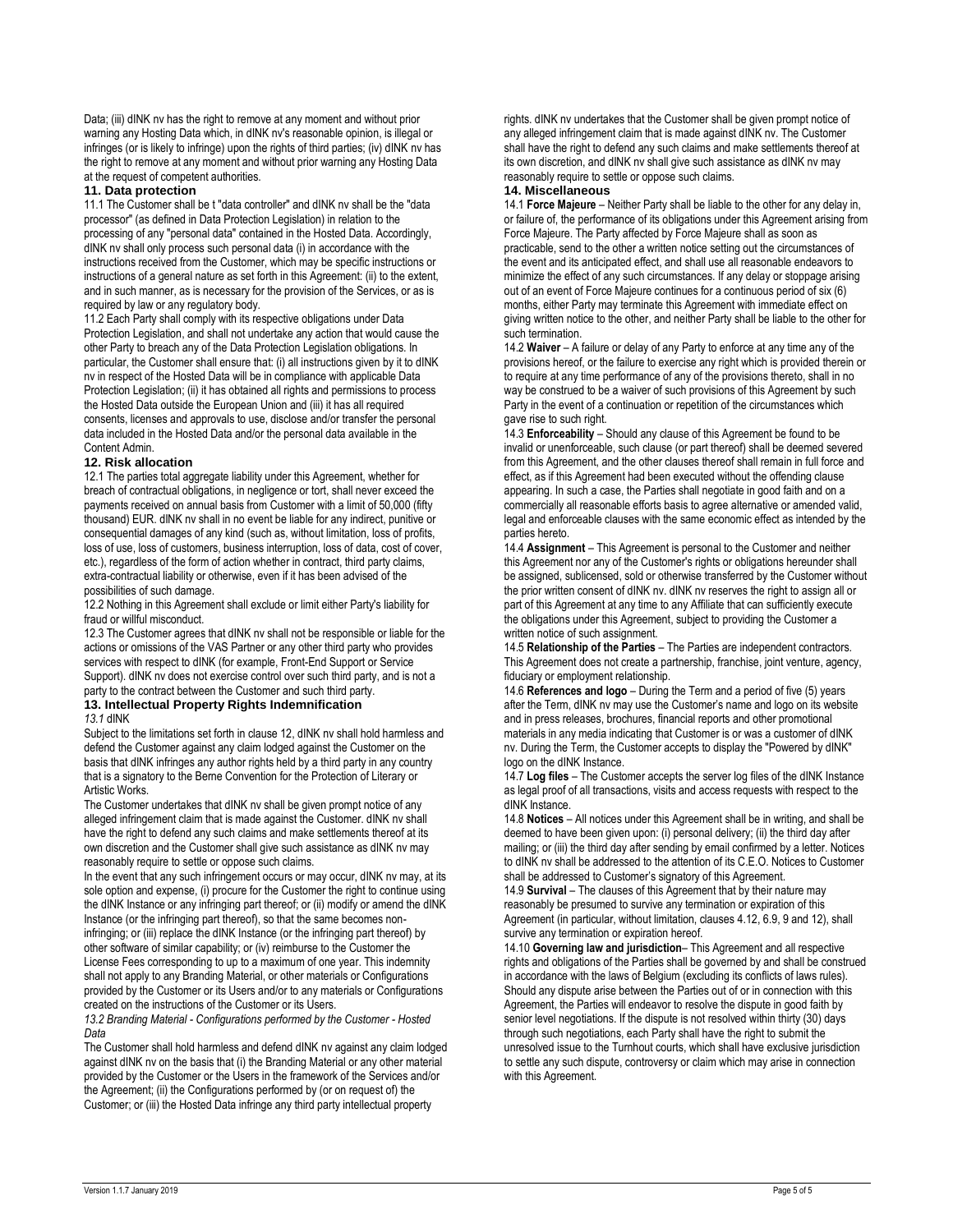Data; (iii) dINK nv has the right to remove at any moment and without prior warning any Hosting Data which, in dINK nv's reasonable opinion, is illegal or infringes (or is likely to infringe) upon the rights of third parties; (iv) dINK nv has the right to remove at any moment and without prior warning any Hosting Data at the request of competent authorities.

### 11. Data protection

11.1 The Customer shall be t "data controller" and dINK nv shall be the "data processor" (as defined in Data Protection Legislation) in relation to the processing of any "personal data" contained in the Hosted Data. Accordingly, dINK nv shall only process such personal data (i) in accordance with the instructions received from the Customer, which may be specific instructions or instructions of a general nature as set forth in this Agreement: (ii) to the extent, and in such manner, as is necessary for the provision of the Services, or as is required by law or any regulatory body.

11.2 Each Party shall comply with its respective obligations under Data Protection Legislation, and shall not undertake any action that would cause the other Party to breach any of the Data Protection Legislation obligations. In particular, the Customer shall ensure that: (i) all instructions given by it to dINK nv in respect of the Hosted Data will be in compliance with applicable Data Protection Legislation; (ii) it has obtained all rights and permissions to process the Hosted Data outside the European Union and (iii) it has all required consents, licenses and approvals to use, disclose and/or transfer the personal data included in the Hosted Data and/or the personal data available in the Content Admin.

### 12. Risk allocation

12.1 The parties total aggregate liability under this Agreement, whether for breach of contractual obligations, in negligence or tort, shall never exceed the payments received on annual basis from Customer with a limit of 50,000 (fifty thousand) EUR. dINK nv shall in no event be liable for any indirect, punitive or consequential damages of any kind (such as, without limitation, loss of profits, loss of use, loss of customers, business interruption, loss of data, cost of cover, etc.), regardless of the form of action whether in contract, third party claims, extra-contractual liability or otherwise, even if it has been advised of the possibilities of such damage.

12.2 Nothing in this Agreement shall exclude or limit either Party's liability for fraud or willful misconduct.

12.3 The Customer agrees that dINK nv shall not be responsible or liable for the actions or omissions of the VAS Partner or any other third party who provides services with respect to dINK (for example, Front-End Support or Service Support). dINK nv does not exercise control over such third party, and is not a party to the contract between the Customer and such third party.

### 13. Intellectual Property Rights Indemnification

*13.1* dINK

Subject to the limitations set forth in clause 12, dINK nv shall hold harmless and defend the Customer against any claim lodged against the Customer on the basis that dINK infringes any author rights held by a third party in any country that is a signatory to the Berne Convention for the Protection of Literary or Artistic Works.

The Customer undertakes that dINK nv shall be given prompt notice of any alleged infringement claim that is made against the Customer. dINK nv shall have the right to defend any such claims and make settlements thereof at its own discretion and the Customer shall give such assistance as dINK nv may reasonably require to settle or oppose such claims.

In the event that any such infringement occurs or may occur, dINK nv may, at its sole option and expense, (i) procure for the Customer the right to continue using the dINK Instance or any infringing part thereof; or (ii) modify or amend the dINK Instance (or the infringing part thereof), so that the same becomes non-infringing; or (iii) replace the dINK Instance (or the infringing part thereof) by other software of similar capability; or (iv) reimburse to the Customer the License Fees corresponding to up to a maximum of one year. This indemnity shall not apply to any Branding Material, or other materials or Configurations provided by the Customer or its Users and/or to any materials or Configurations created on the instructions of the Customer or its Users.

*13.2 Branding Material - Configurations performed by the Customer - Hosted Data*

The Customer shall hold harmless and defend dINK nv against any claim lodged against dINK nv on the basis that (i) the Branding Material or any other material provided by the Customer or the Users in the framework of the Services and/or the Agreement; (ii) the Configurations performed by (or on request of) the Customer; or (iii) the Hosted Data infringe any third party intellectual property rights. dINK nv undertakes that the Customer shall be given prompt notice of any alleged infringement claim that is made against dINK nv. The Customer shall have the right to defend any such claims and make settlements thereof at its own discretion, and dINK nv shall give such assistance as dINK nv may reasonably require to settle or oppose such claims.

### 14. Miscellaneous

14.1 **Force Majeure** – Neither Party shall be liable to the other for any delay in, or failure of, the performance of its obligations under this Agreement arising from Force Majeure. The Party affected by Force Majeure shall as soon as practicable, send to the other a written notice setting out the circumstances of the event and its anticipated effect, and shall use all reasonable endeavors to minimize the effect of any such circumstances. If any delay or stoppage arising out of an event of Force Majeure continues for a continuous period of six (6) months, either Party may terminate this Agreement with immediate effect on giving written notice to the other, and neither Party shall be liable to the other for such termination.

14.2 **Waiver** – A failure or delay of any Party to enforce at any time any of the provisions hereof, or the failure to exercise any right which is provided therein or to require at any time performance of any of the provisions thereto, shall in no way be construed to be a waiver of such provisions of this Agreement by such Party in the event of a continuation or repetition of the circumstances which gave rise to such right.

14.3 **Enforceability** – Should any clause of this Agreement be found to be invalid or unenforceable, such clause (or part thereof) shall be deemed severed from this Agreement, and the other clauses thereof shall remain in full force and effect, as if this Agreement had been executed without the offending clause appearing. In such a case, the Parties shall negotiate in good faith and on a commercially all reasonable efforts basis to agree alternative or amended valid, legal and enforceable clauses with the same economic effect as intended by the parties hereto.

14.4 **Assignment** – This Agreement is personal to the Customer and neither this Agreement nor any of the Customer's rights or obligations hereunder shall be assigned, sublicensed, sold or otherwise transferred by the Customer without the prior written consent of dINK nv. dINK nv reserves the right to assign all or part of this Agreement at any time to any Affiliate that can sufficiently execute the obligations under this Agreement, subject to providing the Customer a written notice of such assignment.

14.5 **Relationship of the Parties** – The Parties are independent contractors. This Agreement does not create a partnership, franchise, joint venture, agency, fiduciary or employment relationship.

14.6 **References and logo** – During the Term and a period of five (5) years after the Term, dINK nv may use the Customer's name and logo on its website and in press releases, brochures, financial reports and other promotional materials in any media indicating that Customer is or was a customer of dINK nv. During the Term, the Customer accepts to display the "Powered by dINK" logo on the dINK Instance.

14.7 **Log files** – The Customer accepts the server log files of the dINK Instance as legal proof of all transactions, visits and access requests with respect to the dINK Instance.

14.8 **Notices** – All notices under this Agreement shall be in writing, and shall be deemed to have been given upon: (i) personal delivery; (ii) the third day after mailing; or (iii) the third day after sending by email confirmed by a letter. Notices to dINK nv shall be addressed to the attention of its C.E.O. Notices to Customer shall be addressed to Customer's signatory of this Agreement.

14.9 **Survival** – The clauses of this Agreement that by their nature may reasonably be presumed to survive any termination or expiration of this Agreement (in particular, without limitation, clauses 4.12, 6.9, 9 and 12), shall survive any termination or expiration hereof.

14.10 **Governing law and jurisdiction**– This Agreement and all respective rights and obligations of the Parties shall be governed by and shall be construed in accordance with the laws of Belgium (excluding its conflicts of laws rules). Should any dispute arise between the Parties out of or in connection with this Agreement, the Parties will endeavor to resolve the dispute in good faith by senior level negotiations. If the dispute is not resolved within thirty (30) days through such negotiations, each Party shall have the right to submit the unresolved issue to the Turnhout courts, which shall have exclusive jurisdiction to settle any such dispute, controversy or claim which may arise in connection with this Agreement.